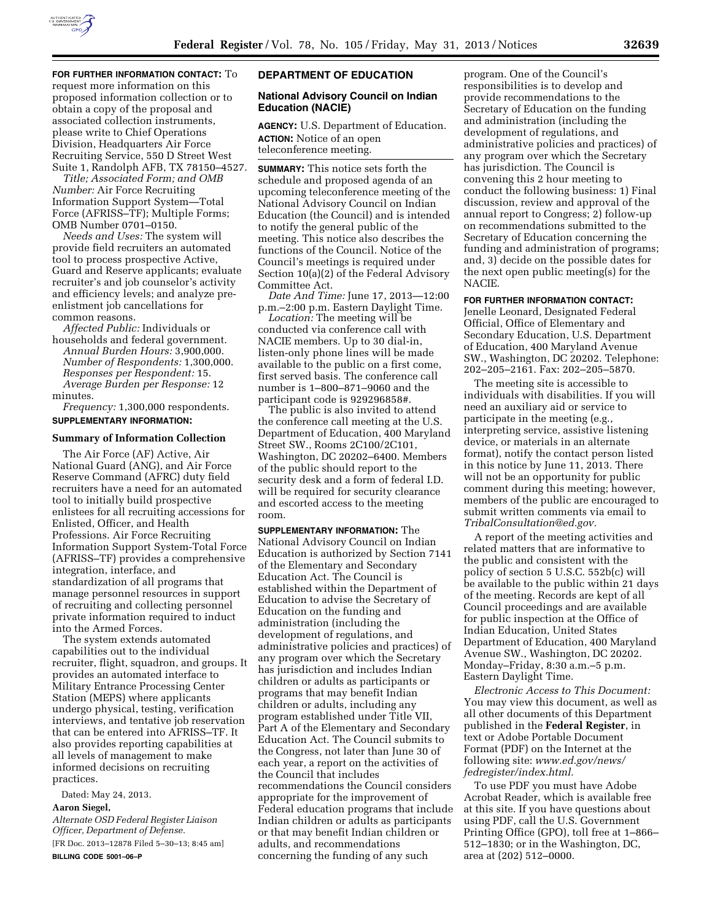**FOR FURTHER INFORMATION CONTACT:** To request more information on this proposed information collection or to obtain a copy of the proposal and associated collection instruments, please write to Chief Operations Division, Headquarters Air Force Recruiting Service, 550 D Street West Suite 1, Randolph AFB, TX 78150–4527.

*Title; Associated Form; and OMB Number:* Air Force Recruiting Information Support System—Total Force (AFRISS–TF); Multiple Forms; OMB Number 0701–0150.

*Needs and Uses:* The system will provide field recruiters an automated tool to process prospective Active, Guard and Reserve applicants; evaluate recruiter's and job counselor's activity and efficiency levels; and analyze pre-enlistment job cancellations for common reasons.

*Affected Public:* Individuals or households and federal government.

*Annual Burden Hours:* 3,900,000.

*Number of Respondents:* 1,300,000.

*Responses per Respondent:* 15.

*Average Burden per Response:* 12 minutes.

*Frequency:* 1,300,000 respondents.

**SUPPLEMENTARY INFORMATION:**

**Summary of Information Collection**

The Air Force (AF) Active, Air National Guard (ANG), and Air Force Reserve Command (AFRC) duty field recruiters have a need for an automated tool to initially build prospective enlistees for all recruiting accessions for Enlisted, Officer, and Health Professions. Air Force Recruiting Information Support System-Total Force (AFRISS–TF) provides a comprehensive integration, interface, and standardization of all programs that manage personnel resources in support of recruiting and collecting personnel private information required to induct into the Armed Forces.

The system extends automated capabilities out to the individual recruiter, flight, squadron, and groups. It provides an automated interface to Military Entrance Processing Center Station (MEPS) where applicants undergo physical, testing, verification interviews, and tentative job reservation that can be entered into AFRISS–TF. It also provides reporting capabilities at all levels of management to make informed decisions on recruiting practices.

Dated: May 24, 2013.

**Aaron Siegel,**

*Alternate OSD Federal Register Liaison Officer, Department of Defense.*

[FR Doc. 2013–12878 Filed 5–30–13; 8:45 am]

**BILLING CODE 5001–06–P**

## DEPARTMENT OF EDUCATION

### National Advisory Council on Indian Education (NACIE)

**AGENCY:** U.S. Department of Education.

**ACTION:** Notice of an open teleconference meeting.

**SUMMARY:** This notice sets forth the schedule and proposed agenda of an upcoming teleconference meeting of the National Advisory Council on Indian Education (the Council) and is intended to notify the general public of the meeting. This notice also describes the functions of the Council. Notice of the Council's meetings is required under Section 10(a)(2) of the Federal Advisory Committee Act.

*Date And Time:* June 17, 2013—12:00 p.m.–2:00 p.m. Eastern Daylight Time.

*Location:* The meeting will be conducted via conference call with NACIE members. Up to 30 dial-in, listen-only phone lines will be made available to the public on a first come, first served basis. The conference call number is 1–800–871–9060 and the participant code is 929296858#.

The public is also invited to attend the conference call meeting at the U.S. Department of Education, 400 Maryland Street SW., Rooms 2C100/2C101, Washington, DC 20202–6400. Members of the public should report to the security desk and a form of federal I.D. will be required for security clearance and escorted access to the meeting room.

**SUPPLEMENTARY INFORMATION:** The National Advisory Council on Indian Education is authorized by Section 7141 of the Elementary and Secondary Education Act. The Council is established within the Department of Education to advise the Secretary of Education on the funding and administration (including the development of regulations, and administrative policies and practices) of any program over which the Secretary has jurisdiction and includes Indian children or adults as participants or programs that may benefit Indian children or adults, including any program established under Title VII, Part A of the Elementary and Secondary Education Act. The Council submits to the Congress, not later than June 30 of each year, a report on the activities of the Council that includes recommendations the Council considers appropriate for the improvement of Federal education programs that include Indian children or adults as participants or that may benefit Indian children or adults, and recommendations concerning the funding of any such program. One of the Council's responsibilities is to develop and provide recommendations to the Secretary of Education on the funding and administration (including the development of regulations, and administrative policies and practices) of any program over which the Secretary has jurisdiction. The Council is convening this 2 hour meeting to conduct the following business: 1) Final discussion, review and approval of the annual report to Congress; 2) follow-up on recommendations submitted to the Secretary of Education concerning the funding and administration of programs; and, 3) decide on the possible dates for the next open public meeting(s) for the NACIE.

**FOR FURTHER INFORMATION CONTACT:** Jenelle Leonard, Designated Federal Official, Office of Elementary and Secondary Education, U.S. Department of Education, 400 Maryland Avenue SW., Washington, DC 20202. Telephone: 202–205–2161. Fax: 202–205–5870.

The meeting site is accessible to individuals with disabilities. If you will need an auxiliary aid or service to participate in the meeting (e.g., interpreting service, assistive listening device, or materials in an alternate format), notify the contact person listed in this notice by June 11, 2013. There will not be an opportunity for public comment during this meeting; however, members of the public are encouraged to submit written comments via email to *TribalConsultation@ed.gov.*

A report of the meeting activities and related matters that are informative to the public and consistent with the policy of section 5 U.S.C. 552b(c) will be available to the public within 21 days of the meeting. Records are kept of all Council proceedings and are available for public inspection at the Office of Indian Education, United States Department of Education, 400 Maryland Avenue SW., Washington, DC 20202. Monday–Friday, 8:30 a.m.–5 p.m. Eastern Daylight Time.

*Electronic Access to This Document:* You may view this document, as well as all other documents of this Department published in the **Federal Register**, in text or Adobe Portable Document Format (PDF) on the Internet at the following site: *www.ed.gov/news/fedregister/index.html.*

To use PDF you must have Adobe Acrobat Reader, which is available free at this site. If you have questions about using PDF, call the U.S. Government Printing Office (GPO), toll free at 1–866–512–1830; or in the Washington, DC, area at (202) 512–0000.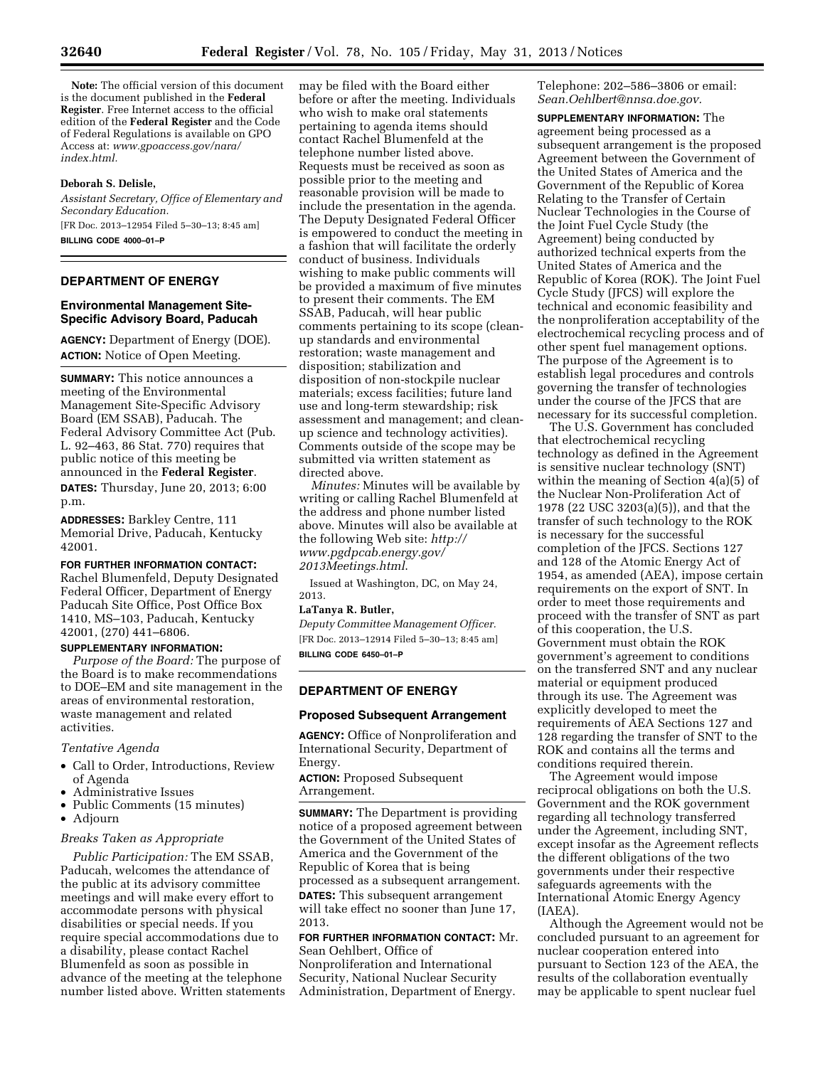**Note:** The official version of this document is the document published in the **Federal Register**. Free Internet access to the official edition of the **Federal Register** and the Code of Federal Regulations is available on GPO Access at: *www.gpoaccess.gov/nara/index.html.*

**Deborah S. Delisle,**

*Assistant Secretary, Office of Elementary and Secondary Education.*

[FR Doc. 2013–12954 Filed 5–30–13; 8:45 am]

**BILLING CODE 4000–01–P**

## DEPARTMENT OF ENERGY

### Environmental Management Site-Specific Advisory Board, Paducah

**AGENCY:** Department of Energy (DOE).

**ACTION:** Notice of Open Meeting.

**SUMMARY:** This notice announces a meeting of the Environmental Management Site-Specific Advisory Board (EM SSAB), Paducah. The Federal Advisory Committee Act (Pub. L. 92–463, 86 Stat. 770) requires that public notice of this meeting be announced in the **Federal Register**.

**DATES:** Thursday, June 20, 2013; 6:00 p.m.

**ADDRESSES:** Barkley Centre, 111 Memorial Drive, Paducah, Kentucky 42001.

**FOR FURTHER INFORMATION CONTACT:** Rachel Blumenfeld, Deputy Designated Federal Officer, Department of Energy Paducah Site Office, Post Office Box 1410, MS–103, Paducah, Kentucky 42001, (270) 441–6806.

**SUPPLEMENTARY INFORMATION:**

*Purpose of the Board:* The purpose of the Board is to make recommendations to DOE–EM and site management in the areas of environmental restoration, waste management and related activities.

*Tentative Agenda*

- Call to Order, Introductions, Review of Agenda
- Administrative Issues
- Public Comments (15 minutes)
- Adjourn

*Breaks Taken as Appropriate*

*Public Participation:* The EM SSAB, Paducah, welcomes the attendance of the public at its advisory committee meetings and will make every effort to accommodate persons with physical disabilities or special needs. If you require special accommodations due to a disability, please contact Rachel Blumenfeld as soon as possible in advance of the meeting at the telephone number listed above. Written statements may be filed with the Board either before or after the meeting. Individuals who wish to make oral statements pertaining to agenda items should contact Rachel Blumenfeld at the telephone number listed above. Requests must be received as soon as possible prior to the meeting and reasonable provision will be made to include the presentation in the agenda. The Deputy Designated Federal Officer is empowered to conduct the meeting in a fashion that will facilitate the orderly conduct of business. Individuals wishing to make public comments will be provided a maximum of five minutes to present their comments. The EM SSAB, Paducah, will hear public comments pertaining to its scope (clean-up standards and environmental restoration; waste management and disposition; stabilization and disposition of non-stockpile nuclear materials; excess facilities; future land use and long-term stewardship; risk assessment and management; and clean-up science and technology activities). Comments outside of the scope may be submitted via written statement as directed above.

*Minutes:* Minutes will be available by writing or calling Rachel Blumenfeld at the address and phone number listed above. Minutes will also be available at the following Web site: *http://www.pgdpcab.energy.gov/2013Meetings.html*.

Issued at Washington, DC, on May 24, 2013.

**LaTanya R. Butler,**

*Deputy Committee Management Officer.*

[FR Doc. 2013–12914 Filed 5–30–13; 8:45 am]

**BILLING CODE 6450–01–P**

## DEPARTMENT OF ENERGY

### Proposed Subsequent Arrangement

**AGENCY:** Office of Nonproliferation and International Security, Department of Energy.

**ACTION:** Proposed Subsequent Arrangement.

**SUMMARY:** The Department is providing notice of a proposed agreement between the Government of the United States of America and the Government of the Republic of Korea that is being processed as a subsequent arrangement.

**DATES:** This subsequent arrangement will take effect no sooner than June 17, 2013.

**FOR FURTHER INFORMATION CONTACT:** Mr. Sean Oehlbert, Office of Nonproliferation and International Security, National Nuclear Security Administration, Department of Energy. Telephone: 202–586–3806 or email: *Sean.Oehlbert@nnsa.doe.gov.*

**SUPPLEMENTARY INFORMATION:** The agreement being processed as a subsequent arrangement is the proposed Agreement between the Government of the United States of America and the Government of the Republic of Korea Relating to the Transfer of Certain Nuclear Technologies in the Course of the Joint Fuel Cycle Study (the Agreement) being conducted by authorized technical experts from the United States of America and the Republic of Korea (ROK). The Joint Fuel Cycle Study (JFCS) will explore the technical and economic feasibility and the nonproliferation acceptability of the electrochemical recycling process and of other spent fuel management options. The purpose of the Agreement is to establish legal procedures and controls governing the transfer of technologies under the course of the JFCS that are necessary for its successful completion.

The U.S. Government has concluded that electrochemical recycling technology as defined in the Agreement is sensitive nuclear technology (SNT) within the meaning of Section 4(a)(5) of the Nuclear Non-Proliferation Act of 1978 (22 USC 3203(a)(5)), and that the transfer of such technology to the ROK is necessary for the successful completion of the JFCS. Sections 127 and 128 of the Atomic Energy Act of 1954, as amended (AEA), impose certain requirements on the export of SNT. In order to meet those requirements and proceed with the transfer of SNT as part of this cooperation, the U.S. Government must obtain the ROK government's agreement to conditions on the transferred SNT and any nuclear material or equipment produced through its use. The Agreement was explicitly developed to meet the requirements of AEA Sections 127 and 128 regarding the transfer of SNT to the ROK and contains all the terms and conditions required therein.

The Agreement would impose reciprocal obligations on both the U.S. Government and the ROK government regarding all technology transferred under the Agreement, including SNT, except insofar as the Agreement reflects the different obligations of the two governments under their respective safeguards agreements with the International Atomic Energy Agency (IAEA).

Although the Agreement would not be concluded pursuant to an agreement for nuclear cooperation entered into pursuant to Section 123 of the AEA, the results of the collaboration eventually may be applicable to spent nuclear fuel